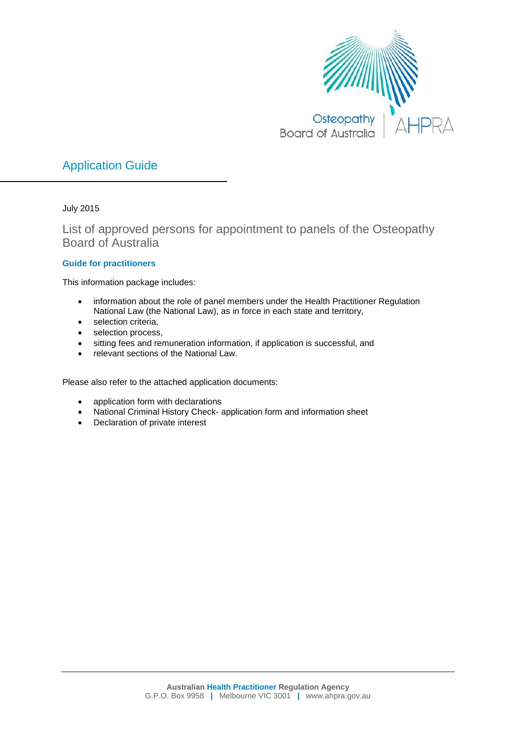# Application Guide

July 2015

## List of approved persons for appointment to panels of the Osteopathy Board of Australia

### Guide for practitioners

This information package includes:

- information about the role of panel members under the Health Practitioner Regulation National Law (the National Law), as in force in each state and territory,
- selection criteria,
- selection process,
- sitting fees and remuneration information, if application is successful, and
- relevant sections of the National Law.

Please also refer to the attached application documents:

- application form with declarations
- National Criminal History Check- application form and information sheet
- Declaration of private interest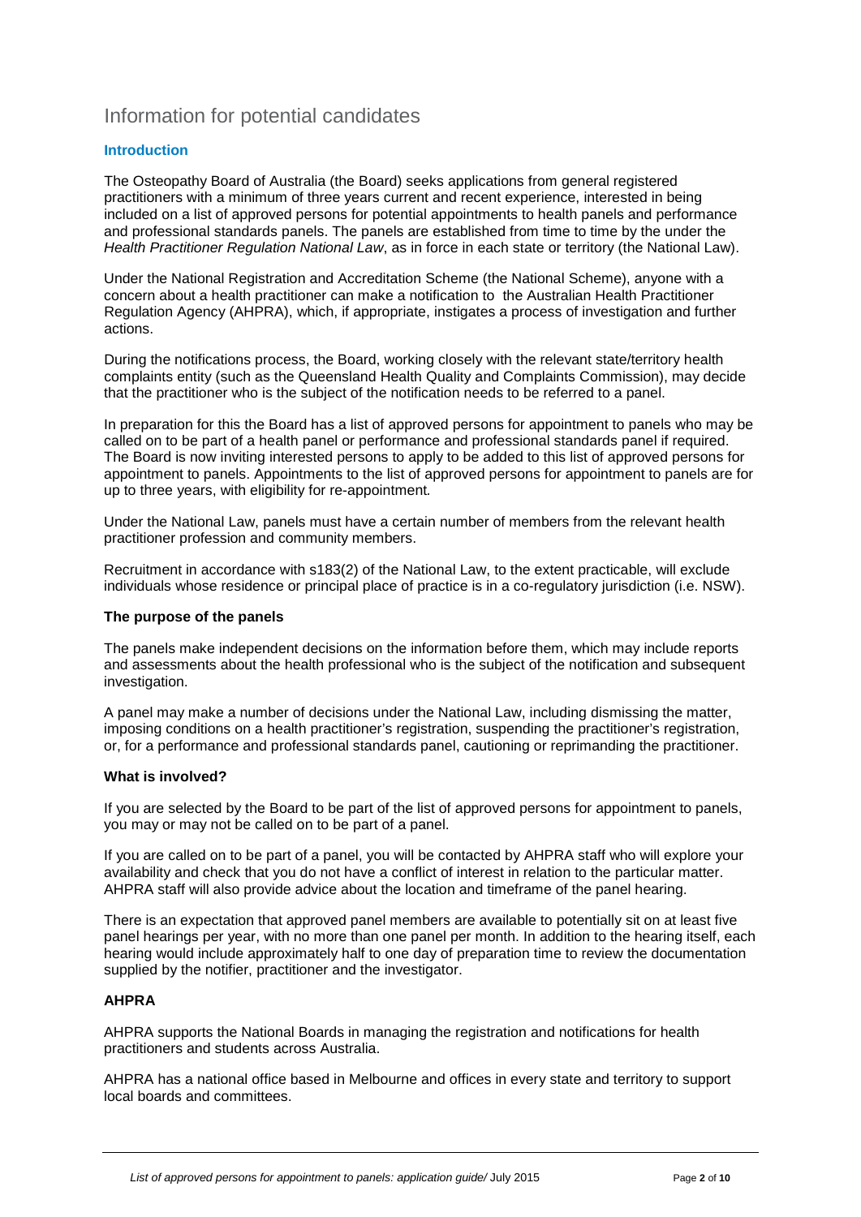# Information for potential candidates

## Introduction

The Osteopathy Board of Australia (the Board) seeks applications from general registered practitioners with a minimum of three years current and recent experience, interested in being included on a list of approved persons for potential appointments to health panels and performance and professional standards panels. The panels are established from time to time by the under the *Health Practitioner Regulation National Law*, as in force in each state or territory (the National Law).

Under the National Registration and Accreditation Scheme (the National Scheme), anyone with a concern about a health practitioner can make a notification to the Australian Health Practitioner Regulation Agency (AHPRA), which, if appropriate, instigates a process of investigation and further actions.

During the notifications process, the Board, working closely with the relevant state/territory health complaints entity (such as the Queensland Health Quality and Complaints Commission), may decide that the practitioner who is the subject of the notification needs to be referred to a panel.

In preparation for this the Board has a list of approved persons for appointment to panels who may be called on to be part of a health panel or performance and professional standards panel if required. The Board is now inviting interested persons to apply to be added to this list of approved persons for appointment to panels. Appointments to the list of approved persons for appointment to panels are for up to three years, with eligibility for re-appointment.

Under the National Law, panels must have a certain number of members from the relevant health practitioner profession and community members.

Recruitment in accordance with s183(2) of the National Law, to the extent practicable, will exclude individuals whose residence or principal place of practice is in a co-regulatory jurisdiction (i.e. NSW).

### The purpose of the panels

The panels make independent decisions on the information before them, which may include reports and assessments about the health professional who is the subject of the notification and subsequent investigation.

A panel may make a number of decisions under the National Law, including dismissing the matter, imposing conditions on a health practitioner's registration, suspending the practitioner's registration, or, for a performance and professional standards panel, cautioning or reprimanding the practitioner.

### What is involved?

If you are selected by the Board to be part of the list of approved persons for appointment to panels, you may or may not be called on to be part of a panel.

If you are called on to be part of a panel, you will be contacted by AHPRA staff who will explore your availability and check that you do not have a conflict of interest in relation to the particular matter. AHPRA staff will also provide advice about the location and timeframe of the panel hearing.

There is an expectation that approved panel members are available to potentially sit on at least five panel hearings per year, with no more than one panel per month. In addition to the hearing itself, each hearing would include approximately half to one day of preparation time to review the documentation supplied by the notifier, practitioner and the investigator.

### AHPRA

AHPRA supports the National Boards in managing the registration and notifications for health practitioners and students across Australia.

AHPRA has a national office based in Melbourne and offices in every state and territory to support local boards and committees.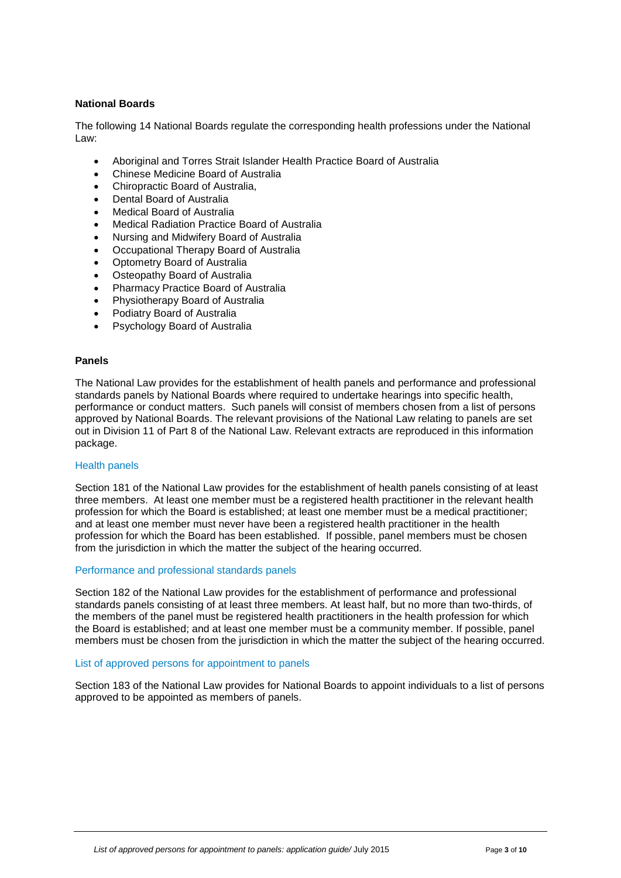## National Boards

The following 14 National Boards regulate the corresponding health professions under the National Law:

- Aboriginal and Torres Strait Islander Health Practice Board of Australia
- Chinese Medicine Board of Australia
- Chiropractic Board of Australia,
- Dental Board of Australia
- Medical Board of Australia
- Medical Radiation Practice Board of Australia
- Nursing and Midwifery Board of Australia
- Occupational Therapy Board of Australia
- Optometry Board of Australia
- Osteopathy Board of Australia
- Pharmacy Practice Board of Australia
- Physiotherapy Board of Australia
- Podiatry Board of Australia
- Psychology Board of Australia

## Panels

The National Law provides for the establishment of health panels and performance and professional standards panels by National Boards where required to undertake hearings into specific health, performance or conduct matters. Such panels will consist of members chosen from a list of persons approved by National Boards. The relevant provisions of the National Law relating to panels are set out in Division 11 of Part 8 of the National Law. Relevant extracts are reproduced in this information package.

### Health panels

Section 181 of the National Law provides for the establishment of health panels consisting of at least three members. At least one member must be a registered health practitioner in the relevant health profession for which the Board is established; at least one member must be a medical practitioner; and at least one member must never have been a registered health practitioner in the health profession for which the Board has been established. If possible, panel members must be chosen from the jurisdiction in which the matter the subject of the hearing occurred.

### Performance and professional standards panels

Section 182 of the National Law provides for the establishment of performance and professional standards panels consisting of at least three members. At least half, but no more than two-thirds, of the members of the panel must be registered health practitioners in the health profession for which the Board is established; and at least one member must be a community member. If possible, panel members must be chosen from the jurisdiction in which the matter the subject of the hearing occurred.

### List of approved persons for appointment to panels

Section 183 of the National Law provides for National Boards to appoint individuals to a list of persons approved to be appointed as members of panels.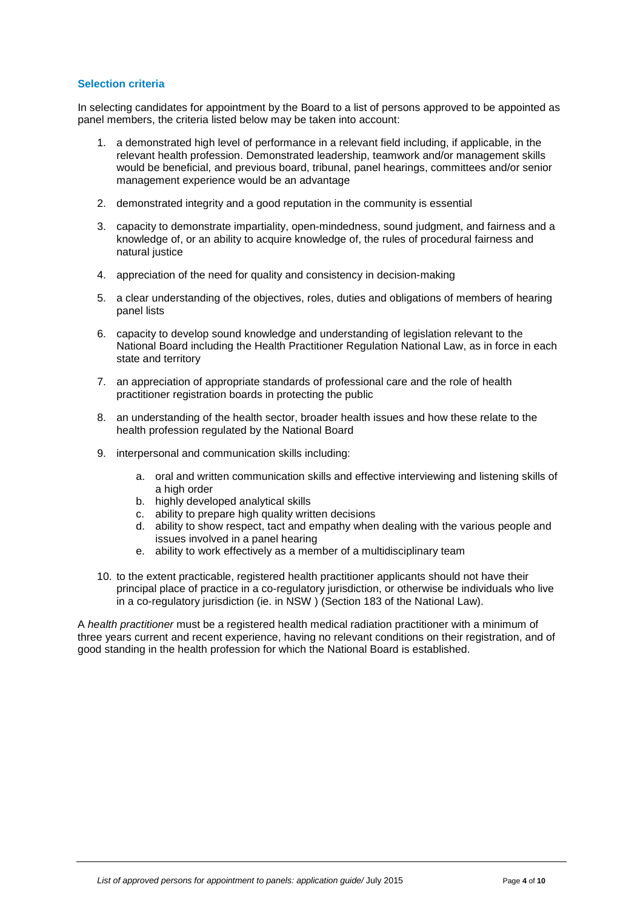## Selection criteria

In selecting candidates for appointment by the Board to a list of persons approved to be appointed as panel members, the criteria listed below may be taken into account:

1. a demonstrated high level of performance in a relevant field including, if applicable, in the relevant health profession. Demonstrated leadership, teamwork and/or management skills would be beneficial, and previous board, tribunal, panel hearings, committees and/or senior management experience would be an advantage
2. demonstrated integrity and a good reputation in the community is essential
3. capacity to demonstrate impartiality, open-mindedness, sound judgment, and fairness and a knowledge of, or an ability to acquire knowledge of, the rules of procedural fairness and natural justice
4. appreciation of the need for quality and consistency in decision-making
5. a clear understanding of the objectives, roles, duties and obligations of members of hearing panel lists
6. capacity to develop sound knowledge and understanding of legislation relevant to the National Board including the Health Practitioner Regulation National Law, as in force in each state and territory
7. an appreciation of appropriate standards of professional care and the role of health practitioner registration boards in protecting the public
8. an understanding of the health sector, broader health issues and how these relate to the health profession regulated by the National Board
9. interpersonal and communication skills including:
   a. oral and written communication skills and effective interviewing and listening skills of a high order
   b. highly developed analytical skills
   c. ability to prepare high quality written decisions
   d. ability to show respect, tact and empathy when dealing with the various people and issues involved in a panel hearing
   e. ability to work effectively as a member of a multidisciplinary team
10. to the extent practicable, registered health practitioner applicants should not have their principal place of practice in a co-regulatory jurisdiction, or otherwise be individuals who live in a co-regulatory jurisdiction (ie. in NSW ) (Section 183 of the National Law).

A *health practitioner* must be a registered health medical radiation practitioner with a minimum of three years current and recent experience, having no relevant conditions on their registration, and of good standing in the health profession for which the National Board is established.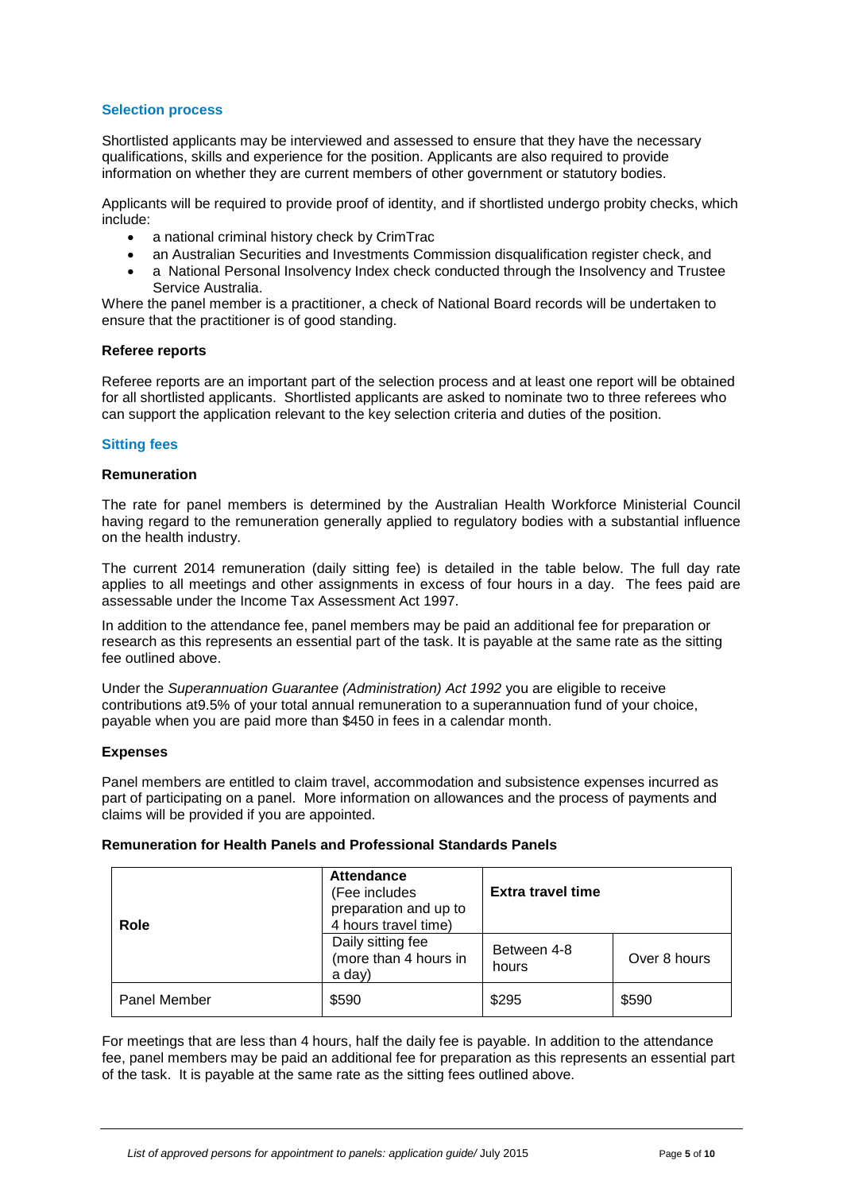## Selection process

Shortlisted applicants may be interviewed and assessed to ensure that they have the necessary qualifications, skills and experience for the position. Applicants are also required to provide information on whether they are current members of other government or statutory bodies.

Applicants will be required to provide proof of identity, and if shortlisted undergo probity checks, which include:

- a national criminal history check by CrimTrac
- an Australian Securities and Investments Commission disqualification register check, and
- a National Personal Insolvency Index check conducted through the Insolvency and Trustee Service Australia.

Where the panel member is a practitioner, a check of National Board records will be undertaken to ensure that the practitioner is of good standing.

### Referee reports

Referee reports are an important part of the selection process and at least one report will be obtained for all shortlisted applicants. Shortlisted applicants are asked to nominate two to three referees who can support the application relevant to the key selection criteria and duties of the position.

## Sitting fees

### Remuneration

The rate for panel members is determined by the Australian Health Workforce Ministerial Council having regard to the remuneration generally applied to regulatory bodies with a substantial influence on the health industry.

The current 2014 remuneration (daily sitting fee) is detailed in the table below. The full day rate applies to all meetings and other assignments in excess of four hours in a day. The fees paid are assessable under the Income Tax Assessment Act 1997.

In addition to the attendance fee, panel members may be paid an additional fee for preparation or research as this represents an essential part of the task. It is payable at the same rate as the sitting fee outlined above.

Under the *Superannuation Guarantee (Administration) Act 1992* you are eligible to receive contributions at9.5% of your total annual remuneration to a superannuation fund of your choice, payable when you are paid more than $450 in fees in a calendar month.

### Expenses

Panel members are entitled to claim travel, accommodation and subsistence expenses incurred as part of participating on a panel. More information on allowances and the process of payments and claims will be provided if you are appointed.

### Remuneration for Health Panels and Professional Standards Panels

| Role | **Attendance** (Fee includes preparation and up to 4 hours travel time) | **Extra travel time** | |
|---|---|---|---|
| | Daily sitting fee (more than 4 hours in a day) | Between 4-8 hours | Over 8 hours |
| Panel Member | $590 | $295 | $590 |

For meetings that are less than 4 hours, half the daily fee is payable. In addition to the attendance fee, panel members may be paid an additional fee for preparation as this represents an essential part of the task. It is payable at the same rate as the sitting fees outlined above.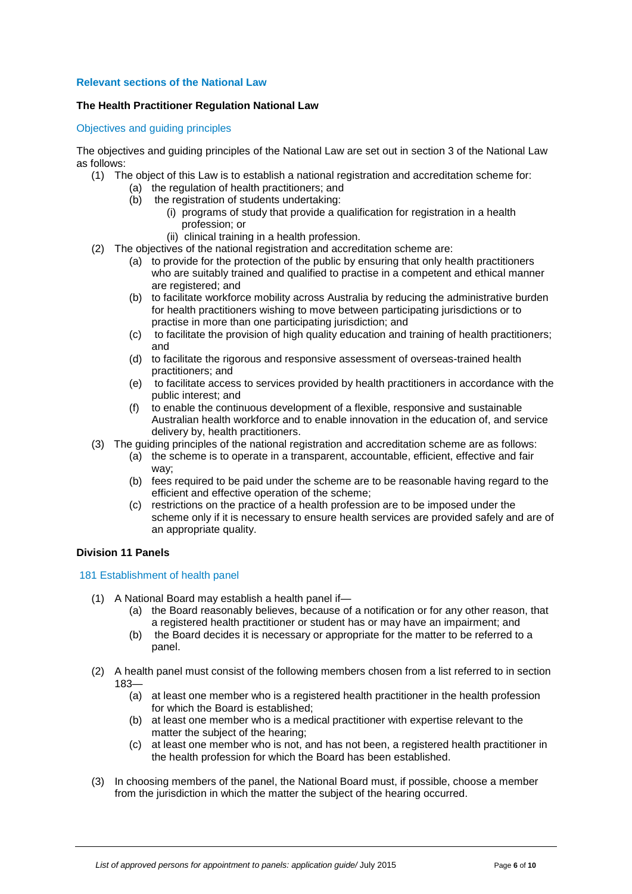## Relevant sections of the National Law

### The Health Practitioner Regulation National Law

#### Objectives and guiding principles

The objectives and guiding principles of the National Law are set out in section 3 of the National Law as follows:

(1) The object of this Law is to establish a national registration and accreditation scheme for:
  - (a) the regulation of health practitioners; and
  - (b) the registration of students undertaking:
    - (i) programs of study that provide a qualification for registration in a health profession; or
    - (ii) clinical training in a health profession.

(2) The objectives of the national registration and accreditation scheme are:
  - (a) to provide for the protection of the public by ensuring that only health practitioners who are suitably trained and qualified to practise in a competent and ethical manner are registered; and
  - (b) to facilitate workforce mobility across Australia by reducing the administrative burden for health practitioners wishing to move between participating jurisdictions or to practise in more than one participating jurisdiction; and
  - (c) to facilitate the provision of high quality education and training of health practitioners; and
  - (d) to facilitate the rigorous and responsive assessment of overseas-trained health practitioners; and
  - (e) to facilitate access to services provided by health practitioners in accordance with the public interest; and
  - (f) to enable the continuous development of a flexible, responsive and sustainable Australian health workforce and to enable innovation in the education of, and service delivery by, health practitioners.

(3) The guiding principles of the national registration and accreditation scheme are as follows:
  - (a) the scheme is to operate in a transparent, accountable, efficient, effective and fair way;
  - (b) fees required to be paid under the scheme are to be reasonable having regard to the efficient and effective operation of the scheme;
  - (c) restrictions on the practice of a health profession are to be imposed under the scheme only if it is necessary to ensure health services are provided safely and are of an appropriate quality.

### Division 11 Panels

#### 181 Establishment of health panel

(1) A National Board may establish a health panel if—
  - (a) the Board reasonably believes, because of a notification or for any other reason, that a registered health practitioner or student has or may have an impairment; and
  - (b) the Board decides it is necessary or appropriate for the matter to be referred to a panel.

(2) A health panel must consist of the following members chosen from a list referred to in section 183—
  - (a) at least one member who is a registered health practitioner in the health profession for which the Board is established;
  - (b) at least one member who is a medical practitioner with expertise relevant to the matter the subject of the hearing;
  - (c) at least one member who is not, and has not been, a registered health practitioner in the health profession for which the Board has been established.

(3) In choosing members of the panel, the National Board must, if possible, choose a member from the jurisdiction in which the matter the subject of the hearing occurred.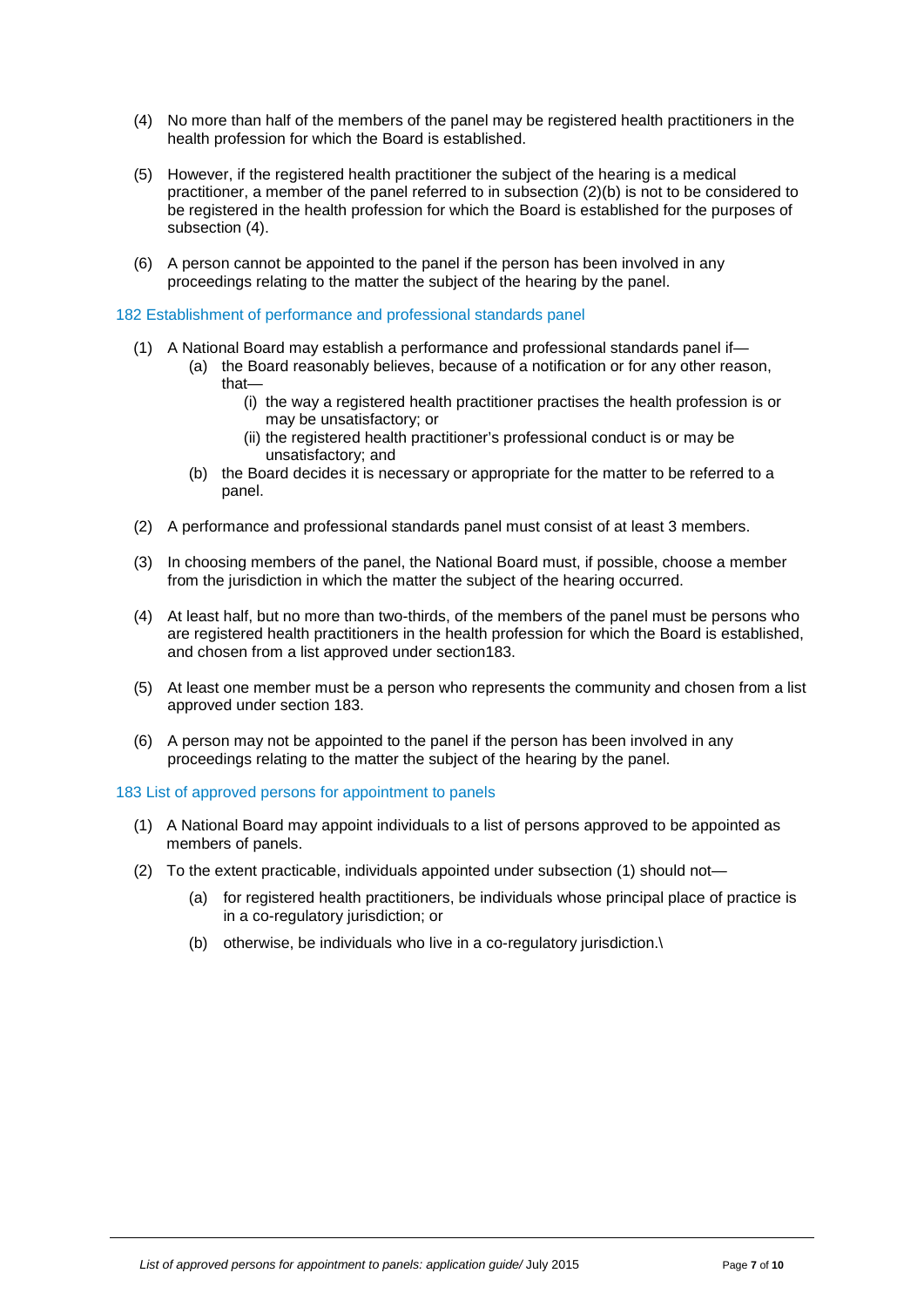(4) No more than half of the members of the panel may be registered health practitioners in the health profession for which the Board is established.

(5) However, if the registered health practitioner the subject of the hearing is a medical practitioner, a member of the panel referred to in subsection (2)(b) is not to be considered to be registered in the health profession for which the Board is established for the purposes of subsection (4).

(6) A person cannot be appointed to the panel if the person has been involved in any proceedings relating to the matter the subject of the hearing by the panel.

### 182 Establishment of performance and professional standards panel

(1) A National Board may establish a performance and professional standards panel if—
  - (a) the Board reasonably believes, because of a notification or for any other reason, that—
    - (i) the way a registered health practitioner practises the health profession is or may be unsatisfactory; or
    - (ii) the registered health practitioner's professional conduct is or may be unsatisfactory; and
  - (b) the Board decides it is necessary or appropriate for the matter to be referred to a panel.

(2) A performance and professional standards panel must consist of at least 3 members.

(3) In choosing members of the panel, the National Board must, if possible, choose a member from the jurisdiction in which the matter the subject of the hearing occurred.

(4) At least half, but no more than two-thirds, of the members of the panel must be persons who are registered health practitioners in the health profession for which the Board is established, and chosen from a list approved under section183.

(5) At least one member must be a person who represents the community and chosen from a list approved under section 183.

(6) A person may not be appointed to the panel if the person has been involved in any proceedings relating to the matter the subject of the hearing by the panel.

### 183 List of approved persons for appointment to panels

(1) A National Board may appoint individuals to a list of persons approved to be appointed as members of panels.

(2) To the extent practicable, individuals appointed under subsection (1) should not—
  - (a) for registered health practitioners, be individuals whose principal place of practice is in a co-regulatory jurisdiction; or
  - (b) otherwise, be individuals who live in a co-regulatory jurisdiction.\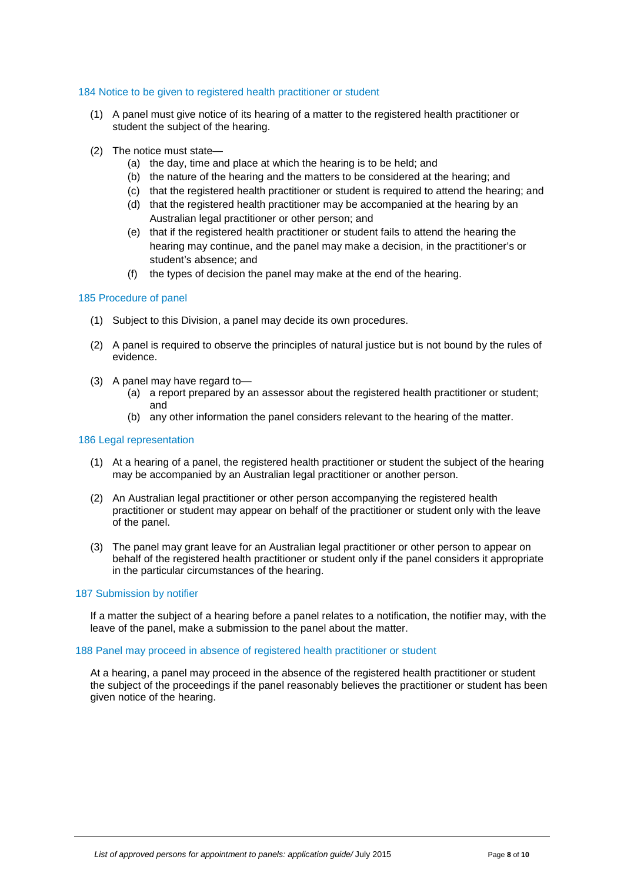### 184 Notice to be given to registered health practitioner or student

(1) A panel must give notice of its hearing of a matter to the registered health practitioner or student the subject of the hearing.

(2) The notice must state—
   - (a) the day, time and place at which the hearing is to be held; and
   - (b) the nature of the hearing and the matters to be considered at the hearing; and
   - (c) that the registered health practitioner or student is required to attend the hearing; and
   - (d) that the registered health practitioner may be accompanied at the hearing by an Australian legal practitioner or other person; and
   - (e) that if the registered health practitioner or student fails to attend the hearing the hearing may continue, and the panel may make a decision, in the practitioner's or student's absence; and
   - (f) the types of decision the panel may make at the end of the hearing.

### 185 Procedure of panel

(1) Subject to this Division, a panel may decide its own procedures.

(2) A panel is required to observe the principles of natural justice but is not bound by the rules of evidence.

(3) A panel may have regard to—
   - (a) a report prepared by an assessor about the registered health practitioner or student; and
   - (b) any other information the panel considers relevant to the hearing of the matter.

### 186 Legal representation

(1) At a hearing of a panel, the registered health practitioner or student the subject of the hearing may be accompanied by an Australian legal practitioner or another person.

(2) An Australian legal practitioner or other person accompanying the registered health practitioner or student may appear on behalf of the practitioner or student only with the leave of the panel.

(3) The panel may grant leave for an Australian legal practitioner or other person to appear on behalf of the registered health practitioner or student only if the panel considers it appropriate in the particular circumstances of the hearing.

### 187 Submission by notifier

If a matter the subject of a hearing before a panel relates to a notification, the notifier may, with the leave of the panel, make a submission to the panel about the matter.

### 188 Panel may proceed in absence of registered health practitioner or student

At a hearing, a panel may proceed in the absence of the registered health practitioner or student the subject of the proceedings if the panel reasonably believes the practitioner or student has been given notice of the hearing.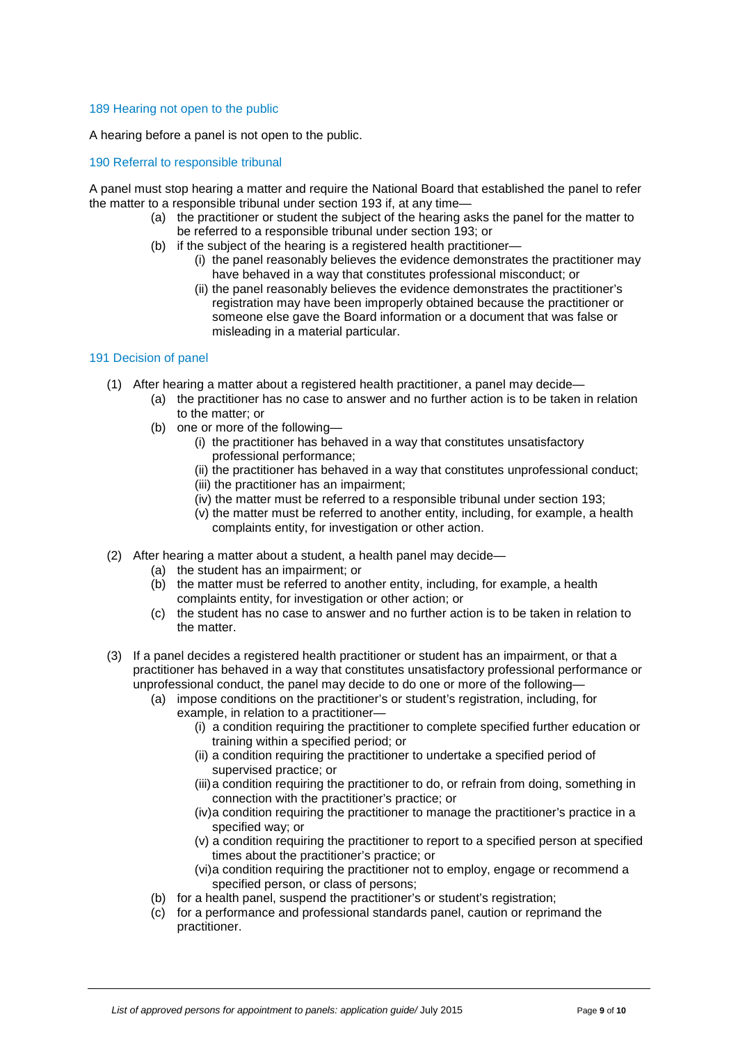### 189 Hearing not open to the public

A hearing before a panel is not open to the public.

### 190 Referral to responsible tribunal

A panel must stop hearing a matter and require the National Board that established the panel to refer the matter to a responsible tribunal under section 193 if, at any time—

- (a) the practitioner or student the subject of the hearing asks the panel for the matter to be referred to a responsible tribunal under section 193; or
- (b) if the subject of the hearing is a registered health practitioner—
  - (i) the panel reasonably believes the evidence demonstrates the practitioner may have behaved in a way that constitutes professional misconduct; or
  - (ii) the panel reasonably believes the evidence demonstrates the practitioner's registration may have been improperly obtained because the practitioner or someone else gave the Board information or a document that was false or misleading in a material particular.

### 191 Decision of panel

(1) After hearing a matter about a registered health practitioner, a panel may decide—

- (a) the practitioner has no case to answer and no further action is to be taken in relation to the matter; or
- (b) one or more of the following—
  - (i) the practitioner has behaved in a way that constitutes unsatisfactory professional performance;
  - (ii) the practitioner has behaved in a way that constitutes unprofessional conduct;
  - (iii) the practitioner has an impairment;
  - (iv) the matter must be referred to a responsible tribunal under section 193;
  - (v) the matter must be referred to another entity, including, for example, a health complaints entity, for investigation or other action.

(2) After hearing a matter about a student, a health panel may decide—

- (a) the student has an impairment; or
- (b) the matter must be referred to another entity, including, for example, a health complaints entity, for investigation or other action; or
- (c) the student has no case to answer and no further action is to be taken in relation to the matter.

(3) If a panel decides a registered health practitioner or student has an impairment, or that a practitioner has behaved in a way that constitutes unsatisfactory professional performance or unprofessional conduct, the panel may decide to do one or more of the following—

- (a) impose conditions on the practitioner's or student's registration, including, for example, in relation to a practitioner—
  - (i) a condition requiring the practitioner to complete specified further education or training within a specified period; or
  - (ii) a condition requiring the practitioner to undertake a specified period of supervised practice; or
  - (iii) a condition requiring the practitioner to do, or refrain from doing, something in connection with the practitioner's practice; or
  - (iv) a condition requiring the practitioner to manage the practitioner's practice in a specified way; or
  - (v) a condition requiring the practitioner to report to a specified person at specified times about the practitioner's practice; or
  - (vi) a condition requiring the practitioner not to employ, engage or recommend a specified person, or class of persons;
- (b) for a health panel, suspend the practitioner's or student's registration;
- (c) for a performance and professional standards panel, caution or reprimand the practitioner.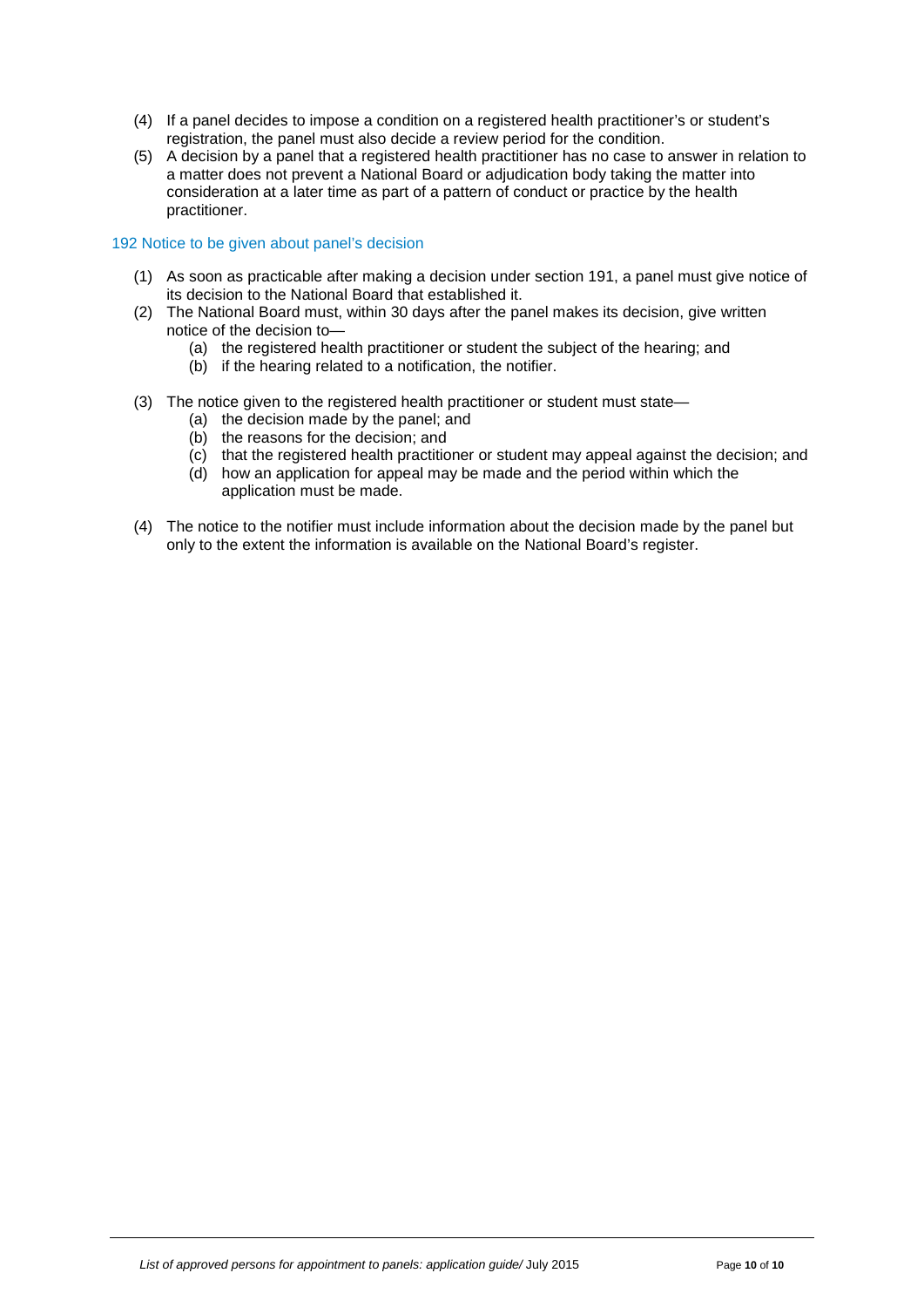(4) If a panel decides to impose a condition on a registered health practitioner's or student's registration, the panel must also decide a review period for the condition.

(5) A decision by a panel that a registered health practitioner has no case to answer in relation to a matter does not prevent a National Board or adjudication body taking the matter into consideration at a later time as part of a pattern of conduct or practice by the health practitioner.

### 192 Notice to be given about panel's decision

(1) As soon as practicable after making a decision under section 191, a panel must give notice of its decision to the National Board that established it.

(2) The National Board must, within 30 days after the panel makes its decision, give written notice of the decision to—

  (a) the registered health practitioner or student the subject of the hearing; and

  (b) if the hearing related to a notification, the notifier.

(3) The notice given to the registered health practitioner or student must state—

  (a) the decision made by the panel; and

  (b) the reasons for the decision; and

  (c) that the registered health practitioner or student may appeal against the decision; and

  (d) how an application for appeal may be made and the period within which the application must be made.

(4) The notice to the notifier must include information about the decision made by the panel but only to the extent the information is available on the National Board's register.